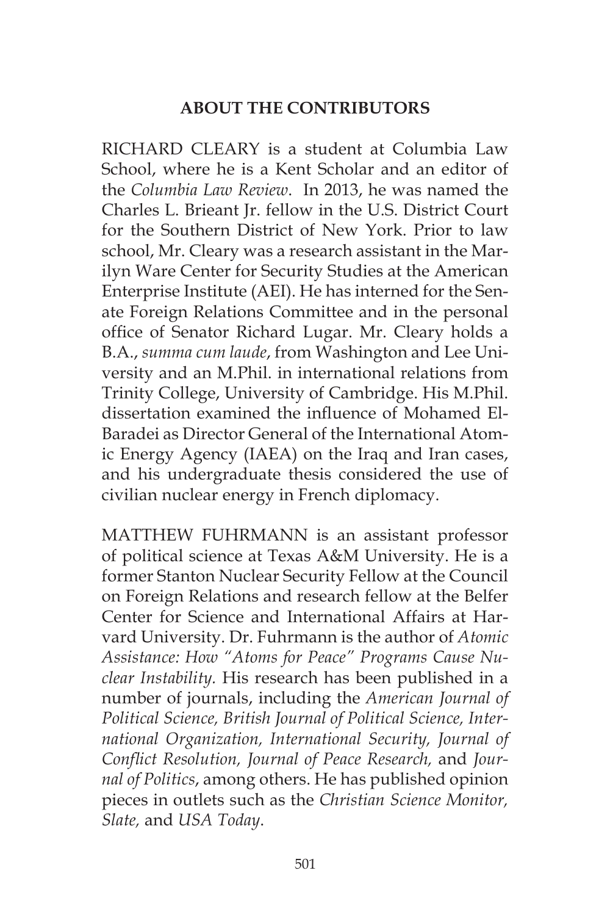## ABOUT THE CONTRIBUTORS

RICHARD CLEARY is a student at Columbia Law School, where he is a Kent Scholar and an editor of the *Columbia Law Review*. In 2013, he was named the Charles L. Brieant Jr. fellow in the U.S. District Court for the Southern District of New York. Prior to law school, Mr. Cleary was a research assistant in the Marilyn Ware Center for Security Studies at the American Enterprise Institute (AEI). He has interned for the Senate Foreign Relations Committee and in the personal office of Senator Richard Lugar. Mr. Cleary holds a B.A., *summa cum laude*, from Washington and Lee University and an M.Phil. in international relations from Trinity College, University of Cambridge. His M.Phil. dissertation examined the influence of Mohamed El-Baradei as Director General of the International Atomic Energy Agency (IAEA) on the Iraq and Iran cases, and his undergraduate thesis considered the use of civilian nuclear energy in French diplomacy.

MATTHEW FUHRMANN is an assistant professor of political science at Texas A&M University. He is a former Stanton Nuclear Security Fellow at the Council on Foreign Relations and research fellow at the Belfer Center for Science and International Affairs at Harvard University. Dr. Fuhrmann is the author of *Atomic Assistance: How "Atoms for Peace" Programs Cause Nuclear Instability.* His research has been published in a number of journals, including the *American Journal of Political Science, British Journal of Political Science, International Organization, International Security, Journal of Conflict Resolution, Journal of Peace Research,* and *Journal of Politics*, among others. He has published opinion pieces in outlets such as the *Christian Science Monitor, Slate,* and *USA Today*.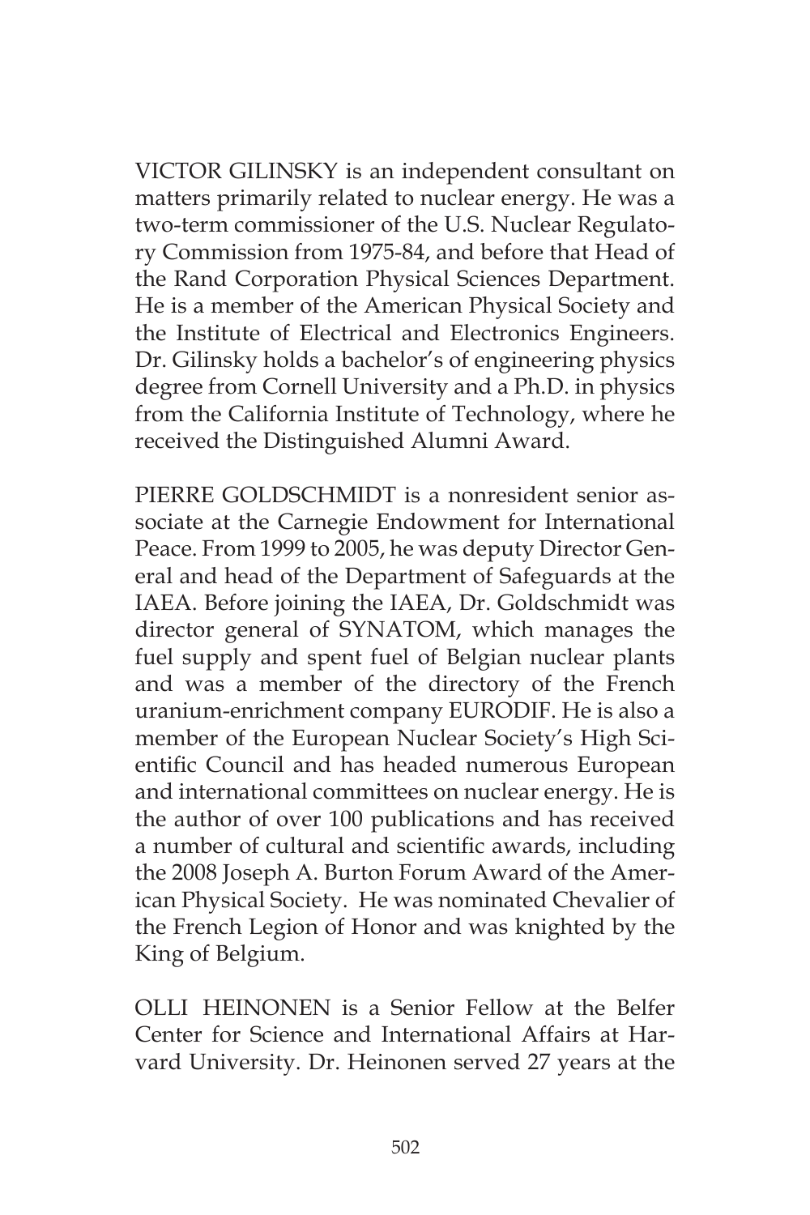VICTOR GILINSKY is an independent consultant on matters primarily related to nuclear energy. He was a two-term commissioner of the U.S. Nuclear Regulatory Commission from 1975-84, and before that Head of the Rand Corporation Physical Sciences Department. He is a member of the American Physical Society and the Institute of Electrical and Electronics Engineers. Dr. Gilinsky holds a bachelor's of engineering physics degree from Cornell University and a Ph.D. in physics from the California Institute of Technology, where he received the Distinguished Alumni Award.

PIERRE GOLDSCHMIDT is a nonresident senior associate at the Carnegie Endowment for International Peace. From 1999 to 2005, he was deputy Director General and head of the Department of Safeguards at the IAEA. Before joining the IAEA, Dr. Goldschmidt was director general of SYNATOM, which manages the fuel supply and spent fuel of Belgian nuclear plants and was a member of the directory of the French uranium-enrichment company EURODIF. He is also a member of the European Nuclear Society's High Scientific Council and has headed numerous European and international committees on nuclear energy. He is the author of over 100 publications and has received a number of cultural and scientific awards, including the 2008 Joseph A. Burton Forum Award of the American Physical Society. He was nominated Chevalier of the French Legion of Honor and was knighted by the King of Belgium.

OLLI HEINONEN is a Senior Fellow at the Belfer Center for Science and International Affairs at Harvard University. Dr. Heinonen served 27 years at the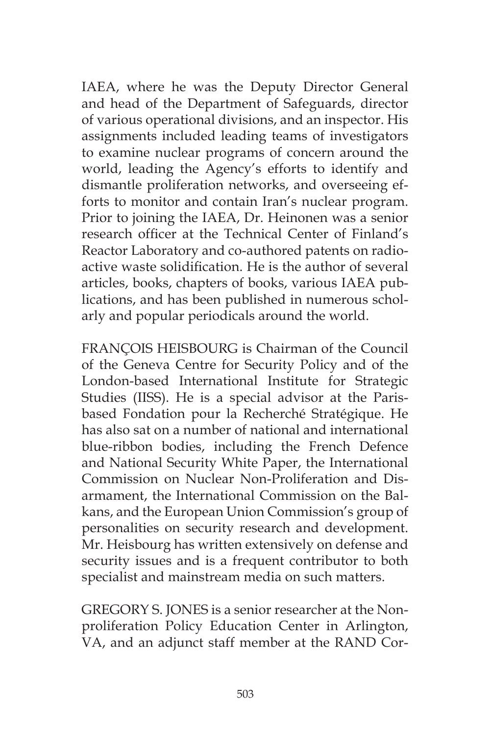IAEA, where he was the Deputy Director General and head of the Department of Safeguards, director of various operational divisions, and an inspector. His assignments included leading teams of investigators to examine nuclear programs of concern around the world, leading the Agency's efforts to identify and dismantle proliferation networks, and overseeing efforts to monitor and contain Iran's nuclear program. Prior to joining the IAEA, Dr. Heinonen was a senior research officer at the Technical Center of Finland's Reactor Laboratory and co-authored patents on radioactive waste solidification. He is the author of several articles, books, chapters of books, various IAEA publications, and has been published in numerous scholarly and popular periodicals around the world.

FRANÇOIS HEISBOURG is Chairman of the Council of the Geneva Centre for Security Policy and of the London-based International Institute for Strategic Studies (IISS). He is a special advisor at the Paris-based Fondation pour la Recherché Stratégique. He has also sat on a number of national and international blue-ribbon bodies, including the French Defence and National Security White Paper, the International Commission on Nuclear Non-Proliferation and Disarmament, the International Commission on the Balkans, and the European Union Commission's group of personalities on security research and development. Mr. Heisbourg has written extensively on defense and security issues and is a frequent contributor to both specialist and mainstream media on such matters.

GREGORY S. JONES is a senior researcher at the Nonproliferation Policy Education Center in Arlington, VA, and an adjunct staff member at the RAND Cor-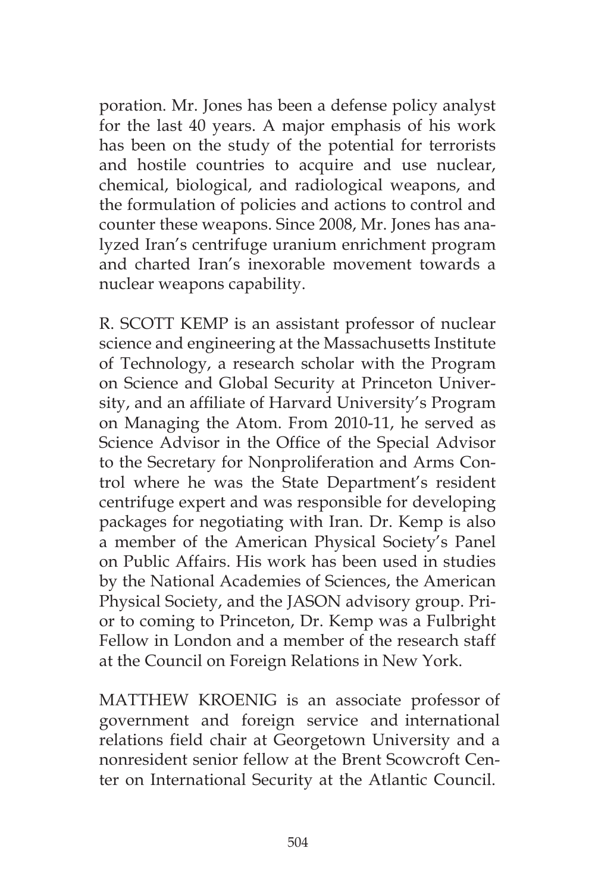poration. Mr. Jones has been a defense policy analyst for the last 40 years. A major emphasis of his work has been on the study of the potential for terrorists and hostile countries to acquire and use nuclear, chemical, biological, and radiological weapons, and the formulation of policies and actions to control and counter these weapons. Since 2008, Mr. Jones has analyzed Iran's centrifuge uranium enrichment program and charted Iran's inexorable movement towards a nuclear weapons capability.

R. SCOTT KEMP is an assistant professor of nuclear science and engineering at the Massachusetts Institute of Technology, a research scholar with the Program on Science and Global Security at Princeton University, and an affiliate of Harvard University's Program on Managing the Atom. From 2010-11, he served as Science Advisor in the Office of the Special Advisor to the Secretary for Nonproliferation and Arms Control where he was the State Department's resident centrifuge expert and was responsible for developing packages for negotiating with Iran. Dr. Kemp is also a member of the American Physical Society's Panel on Public Affairs. His work has been used in studies by the National Academies of Sciences, the American Physical Society, and the JASON advisory group. Prior to coming to Princeton, Dr. Kemp was a Fulbright Fellow in London and a member of the research staff at the Council on Foreign Relations in New York.

MATTHEW KROENIG is an associate professor of government and foreign service and international relations field chair at Georgetown University and a nonresident senior fellow at the Brent Scowcroft Center on International Security at the Atlantic Council.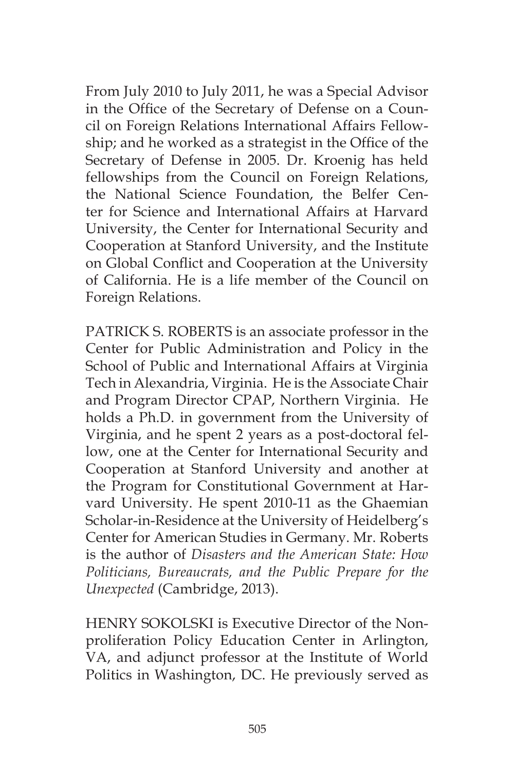From July 2010 to July 2011, he was a Special Advisor in the Office of the Secretary of Defense on a Council on Foreign Relations International Affairs Fellowship; and he worked as a strategist in the Office of the Secretary of Defense in 2005. Dr. Kroenig has held fellowships from the Council on Foreign Relations, the National Science Foundation, the Belfer Center for Science and International Affairs at Harvard University, the Center for International Security and Cooperation at Stanford University, and the Institute on Global Conflict and Cooperation at the University of California. He is a life member of the Council on Foreign Relations.

PATRICK S. ROBERTS is an associate professor in the Center for Public Administration and Policy in the School of Public and International Affairs at Virginia Tech in Alexandria, Virginia. He is the Associate Chair and Program Director CPAP, Northern Virginia. He holds a Ph.D. in government from the University of Virginia, and he spent 2 years as a post-doctoral fellow, one at the Center for International Security and Cooperation at Stanford University and another at the Program for Constitutional Government at Harvard University. He spent 2010-11 as the Ghaemian Scholar-in-Residence at the University of Heidelberg's Center for American Studies in Germany. Mr. Roberts is the author of *Disasters and the American State: How Politicians, Bureaucrats, and the Public Prepare for the Unexpected* (Cambridge, 2013).

HENRY SOKOLSKI is Executive Director of the Nonproliferation Policy Education Center in Arlington, VA, and adjunct professor at the Institute of World Politics in Washington, DC. He previously served as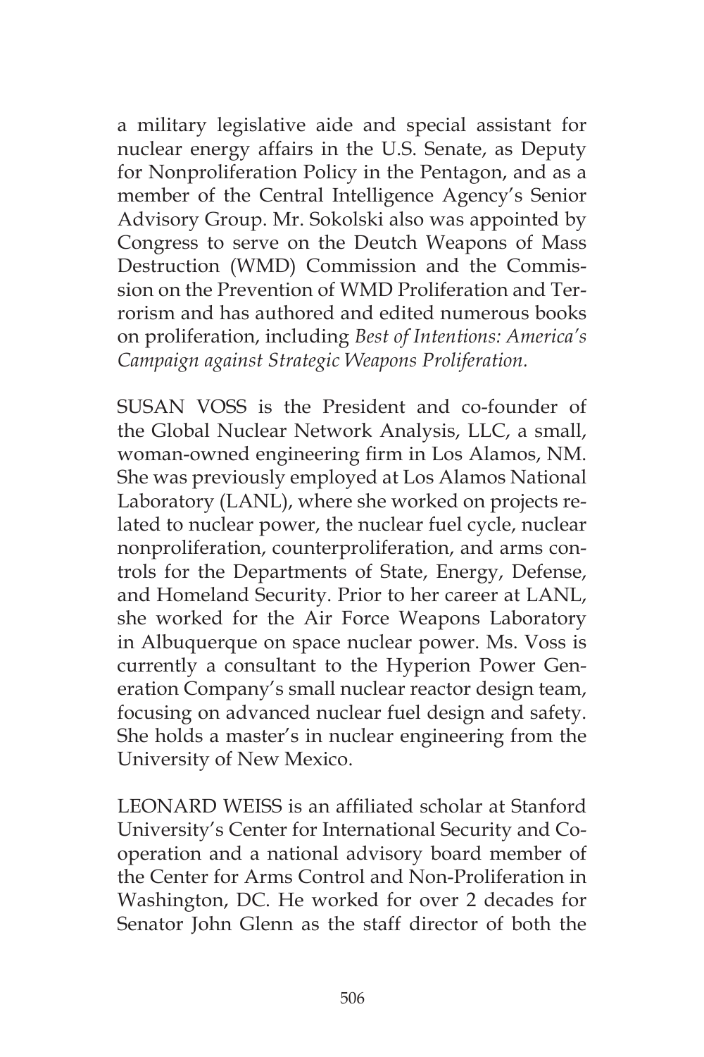a military legislative aide and special assistant for nuclear energy affairs in the U.S. Senate, as Deputy for Nonproliferation Policy in the Pentagon, and as a member of the Central Intelligence Agency's Senior Advisory Group. Mr. Sokolski also was appointed by Congress to serve on the Deutch Weapons of Mass Destruction (WMD) Commission and the Commission on the Prevention of WMD Proliferation and Terrorism and has authored and edited numerous books on proliferation, including *Best of Intentions: America's Campaign against Strategic Weapons Proliferation.*

SUSAN VOSS is the President and co-founder of the Global Nuclear Network Analysis, LLC, a small, woman-owned engineering firm in Los Alamos, NM. She was previously employed at Los Alamos National Laboratory (LANL), where she worked on projects related to nuclear power, the nuclear fuel cycle, nuclear nonproliferation, counterproliferation, and arms controls for the Departments of State, Energy, Defense, and Homeland Security. Prior to her career at LANL, she worked for the Air Force Weapons Laboratory in Albuquerque on space nuclear power. Ms. Voss is currently a consultant to the Hyperion Power Generation Company's small nuclear reactor design team, focusing on advanced nuclear fuel design and safety. She holds a master's in nuclear engineering from the University of New Mexico.

LEONARD WEISS is an affiliated scholar at Stanford University's Center for International Security and Cooperation and a national advisory board member of the Center for Arms Control and Non-Proliferation in Washington, DC. He worked for over 2 decades for Senator John Glenn as the staff director of both the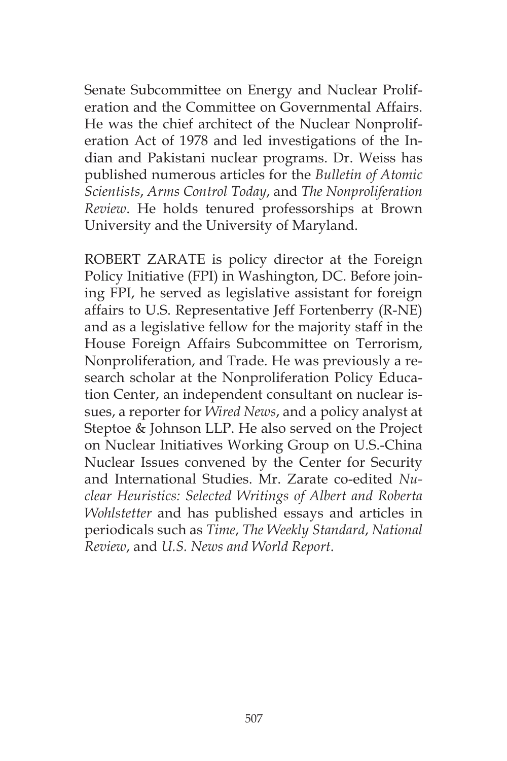Senate Subcommittee on Energy and Nuclear Proliferation and the Committee on Governmental Affairs. He was the chief architect of the Nuclear Nonproliferation Act of 1978 and led investigations of the Indian and Pakistani nuclear programs. Dr. Weiss has published numerous articles for the *Bulletin of Atomic Scientists*, *Arms Control Today*, and *The Nonproliferation Review*. He holds tenured professorships at Brown University and the University of Maryland.

ROBERT ZARATE is policy director at the Foreign Policy Initiative (FPI) in Washington, DC. Before joining FPI, he served as legislative assistant for foreign affairs to U.S. Representative Jeff Fortenberry (R-NE) and as a legislative fellow for the majority staff in the House Foreign Affairs Subcommittee on Terrorism, Nonproliferation, and Trade. He was previously a research scholar at the Nonproliferation Policy Education Center, an independent consultant on nuclear issues, a reporter for *Wired News*, and a policy analyst at Steptoe & Johnson LLP. He also served on the Project on Nuclear Initiatives Working Group on U.S.-China Nuclear Issues convened by the Center for Security and International Studies. Mr. Zarate co-edited *Nuclear Heuristics: Selected Writings of Albert and Roberta Wohlstetter* and has published essays and articles in periodicals such as *Time*, *The Weekly Standard*, *National Review*, and *U.S. News and World Report*.